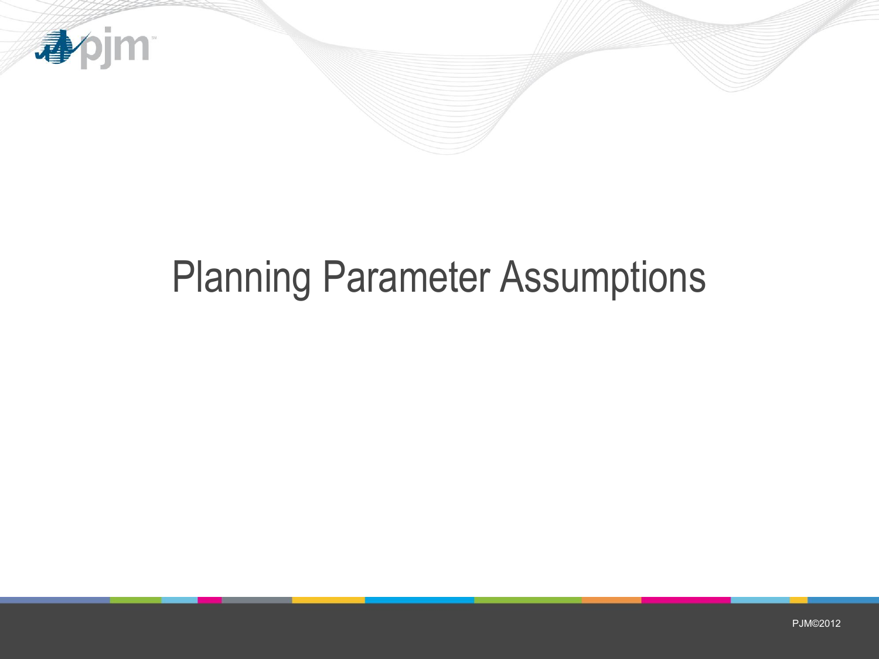# Planning Parameter Assumptions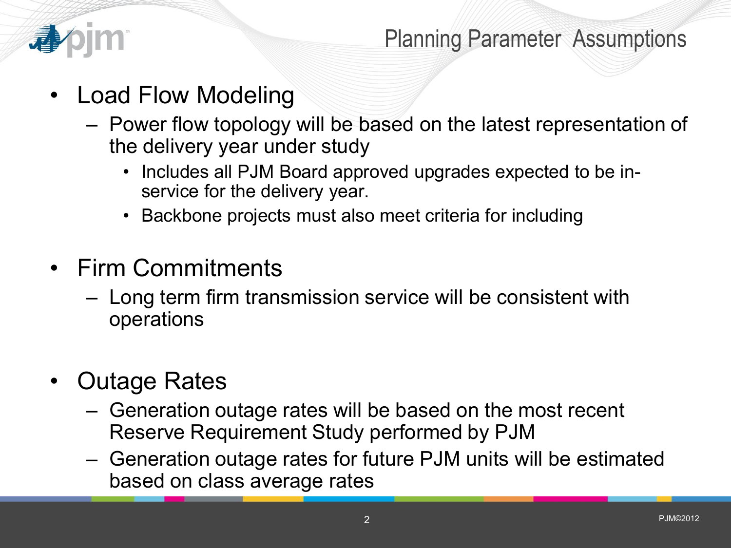# Planning Parameter Assumptions

- Load Flow Modeling
  - Power flow topology will be based on the latest representation of the delivery year under study
    - Includes all PJM Board approved upgrades expected to be in-service for the delivery year.
    - Backbone projects must also meet criteria for including

- Firm Commitments
  - Long term firm transmission service will be consistent with operations

- Outage Rates
  - Generation outage rates will be based on the most recent Reserve Requirement Study performed by PJM
  - Generation outage rates for future PJM units will be estimated based on class average rates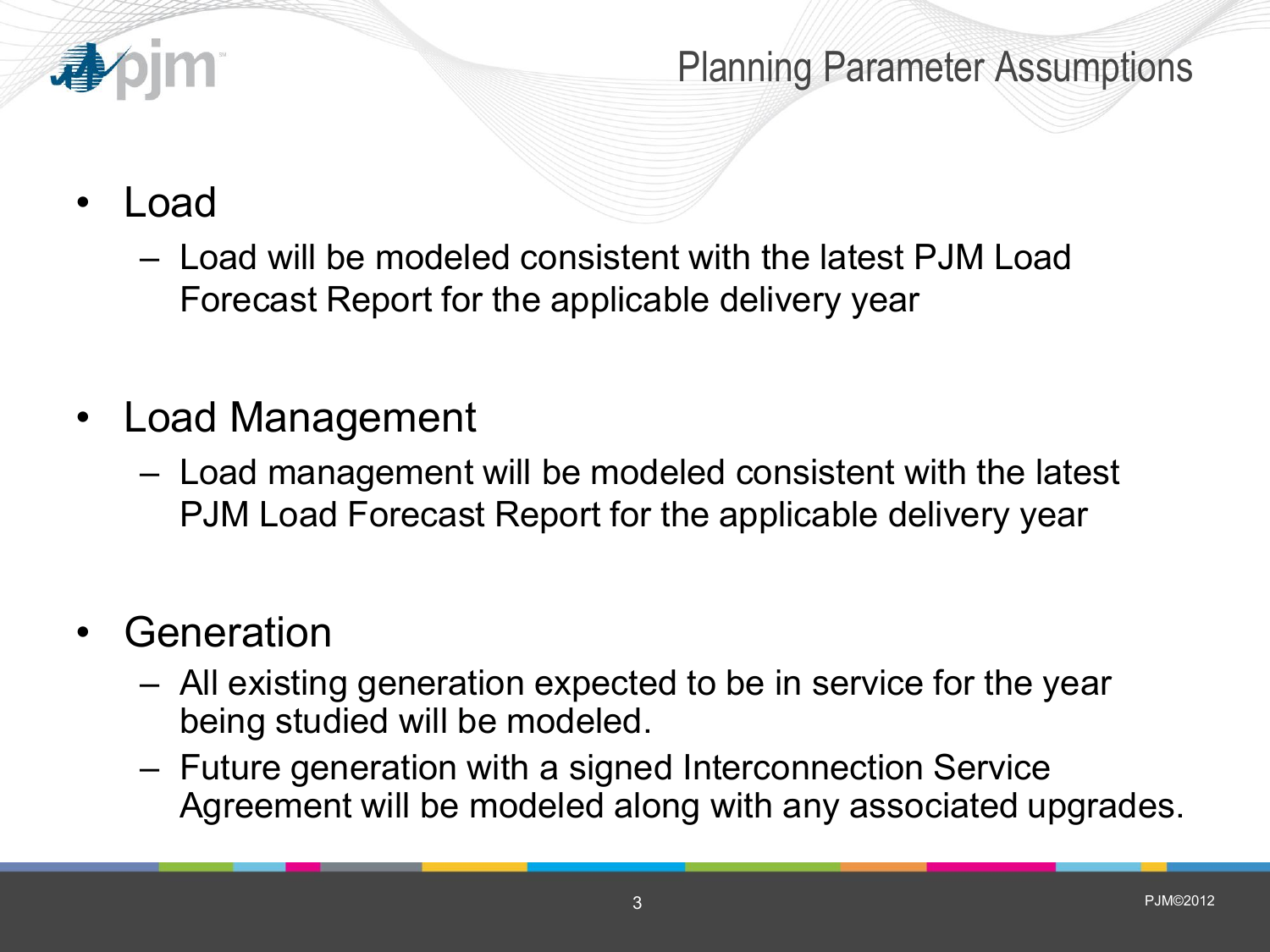# Planning Parameter Assumptions

- Load
  - Load will be modeled consistent with the latest PJM Load Forecast Report for the applicable delivery year

- Load Management
  - Load management will be modeled consistent with the latest PJM Load Forecast Report for the applicable delivery year

- Generation
  - All existing generation expected to be in service for the year being studied will be modeled.
  - Future generation with a signed Interconnection Service Agreement will be modeled along with any associated upgrades.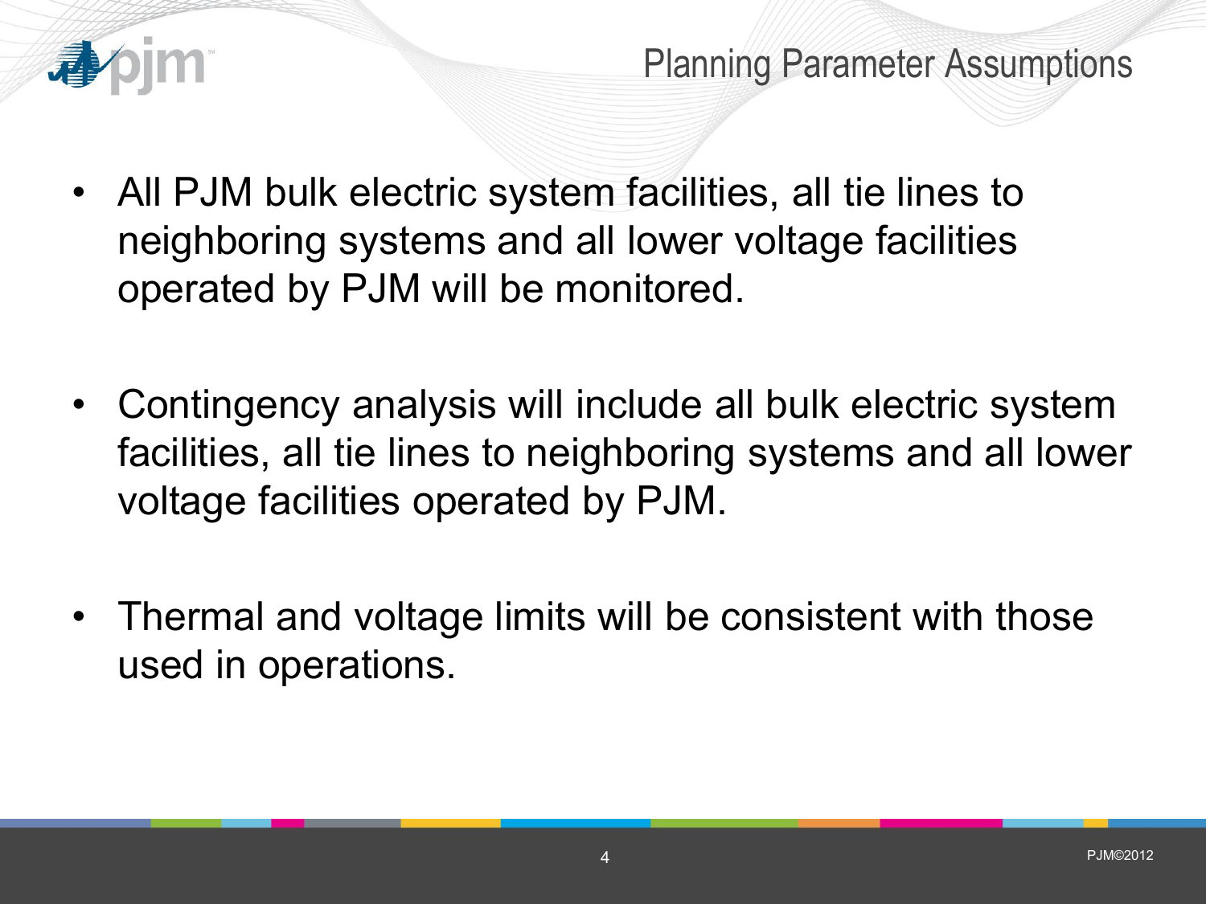# Planning Parameter Assumptions

- All PJM bulk electric system facilities, all tie lines to neighboring systems and all lower voltage facilities operated by PJM will be monitored.

- Contingency analysis will include all bulk electric system facilities, all tie lines to neighboring systems and all lower voltage facilities operated by PJM.

- Thermal and voltage limits will be consistent with those used in operations.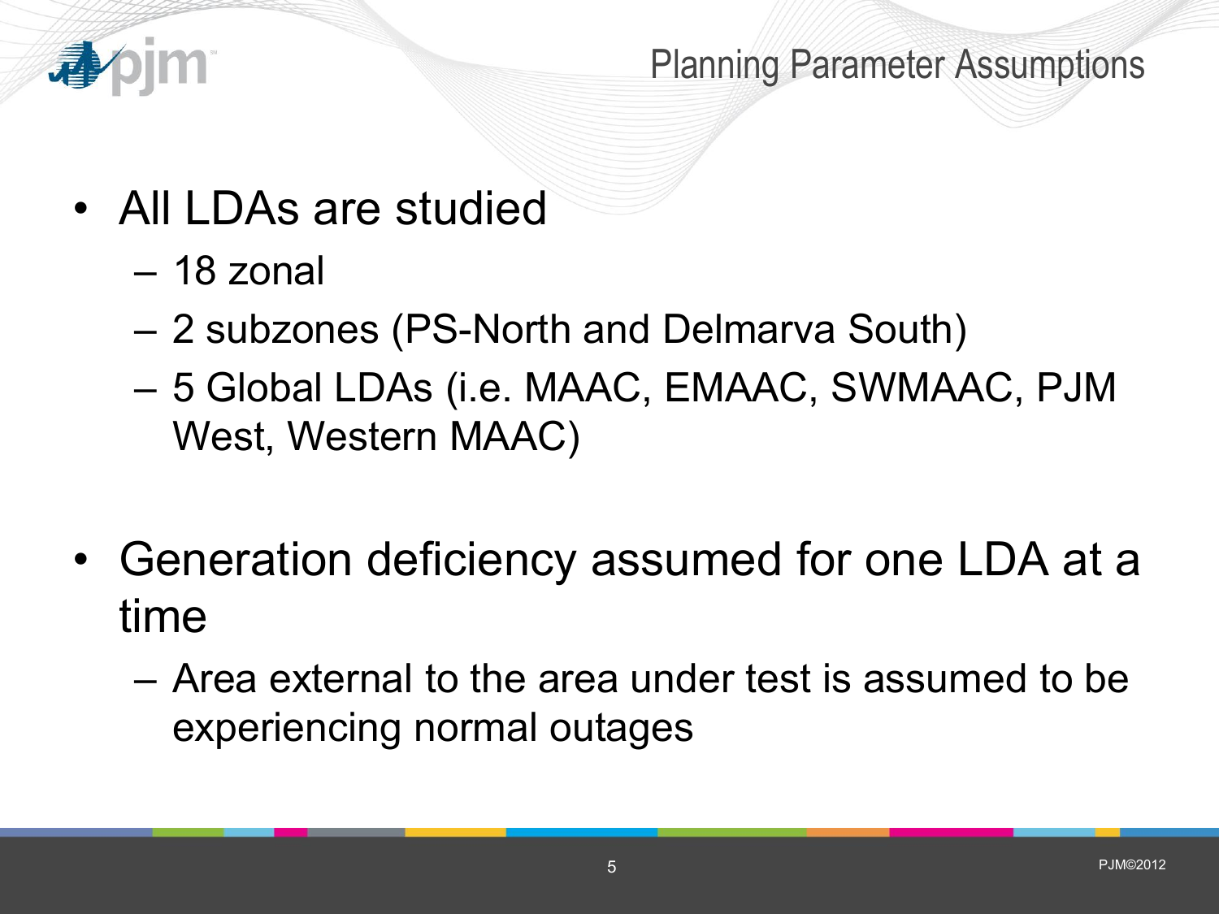# Planning Parameter Assumptions

- All LDAs are studied
  - 18 zonal
  - 2 subzones (PS-North and Delmarva South)
  - 5 Global LDAs (i.e. MAAC, EMAAC, SWMAAC, PJM West, Western MAAC)

- Generation deficiency assumed for one LDA at a time
  - Area external to the area under test is assumed to be experiencing normal outages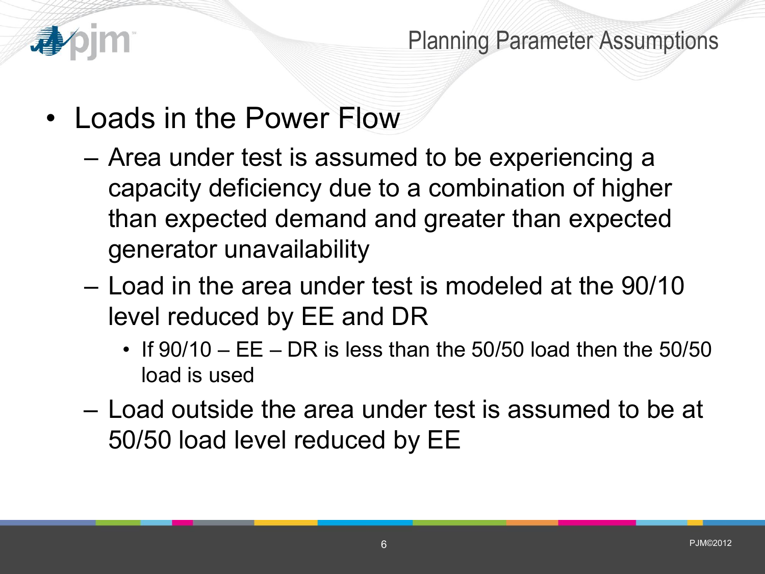# Planning Parameter Assumptions

- Loads in the Power Flow
  - Area under test is assumed to be experiencing a capacity deficiency due to a combination of higher than expected demand and greater than expected generator unavailability
  - Load in the area under test is modeled at the 90/10 level reduced by EE and DR
    - If 90/10 – EE – DR is less than the 50/50 load then the 50/50 load is used
  - Load outside the area under test is assumed to be at 50/50 load level reduced by EE